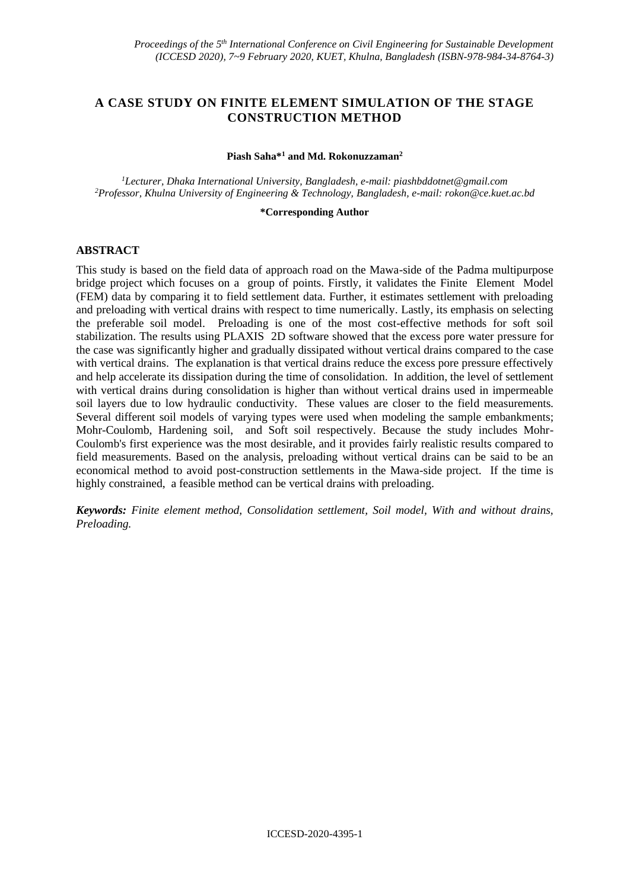# A CASE STUDY ON FINITE ELEMENT SIMULATION OF THE STAGE CONSTRUCTION METHOD

**Piash Saha*[1] and Md. Rokonuzzaman[2]**

[1] *Lecturer, Dhaka International University, Bangladesh, e-mail: piashbddotnet@gmail.com*
[2] *Professor, Khulna University of Engineering & Technology, Bangladesh, e-mail: rokon@ce.kuet.ac.bd*

**\*Corresponding Author**

## ABSTRACT

This study is based on the field data of approach road on the Mawa-side of the Padma multipurpose bridge project which focuses on a group of points. Firstly, it validates the Finite Element Model (FEM) data by comparing it to field settlement data. Further, it estimates settlement with preloading and preloading with vertical drains with respect to time numerically. Lastly, its emphasis on selecting the preferable soil model. Preloading is one of the most cost-effective methods for soft soil stabilization. The results using PLAXIS 2D software showed that the excess pore water pressure for the case was significantly higher and gradually dissipated without vertical drains compared to the case with vertical drains. The explanation is that vertical drains reduce the excess pore pressure effectively and help accelerate its dissipation during the time of consolidation. In addition, the level of settlement with vertical drains during consolidation is higher than without vertical drains used in impermeable soil layers due to low hydraulic conductivity. These values are closer to the field measurements. Several different soil models of varying types were used when modeling the sample embankments; Mohr-Coulomb, Hardening soil, and Soft soil respectively. Because the study includes Mohr-Coulomb's first experience was the most desirable, and it provides fairly realistic results compared to field measurements. Based on the analysis, preloading without vertical drains can be said to be an economical method to avoid post-construction settlements in the Mawa-side project. If the time is highly constrained, a feasible method can be vertical drains with preloading.

***Keywords:*** *Finite element method, Consolidation settlement, Soil model, With and without drains, Preloading.*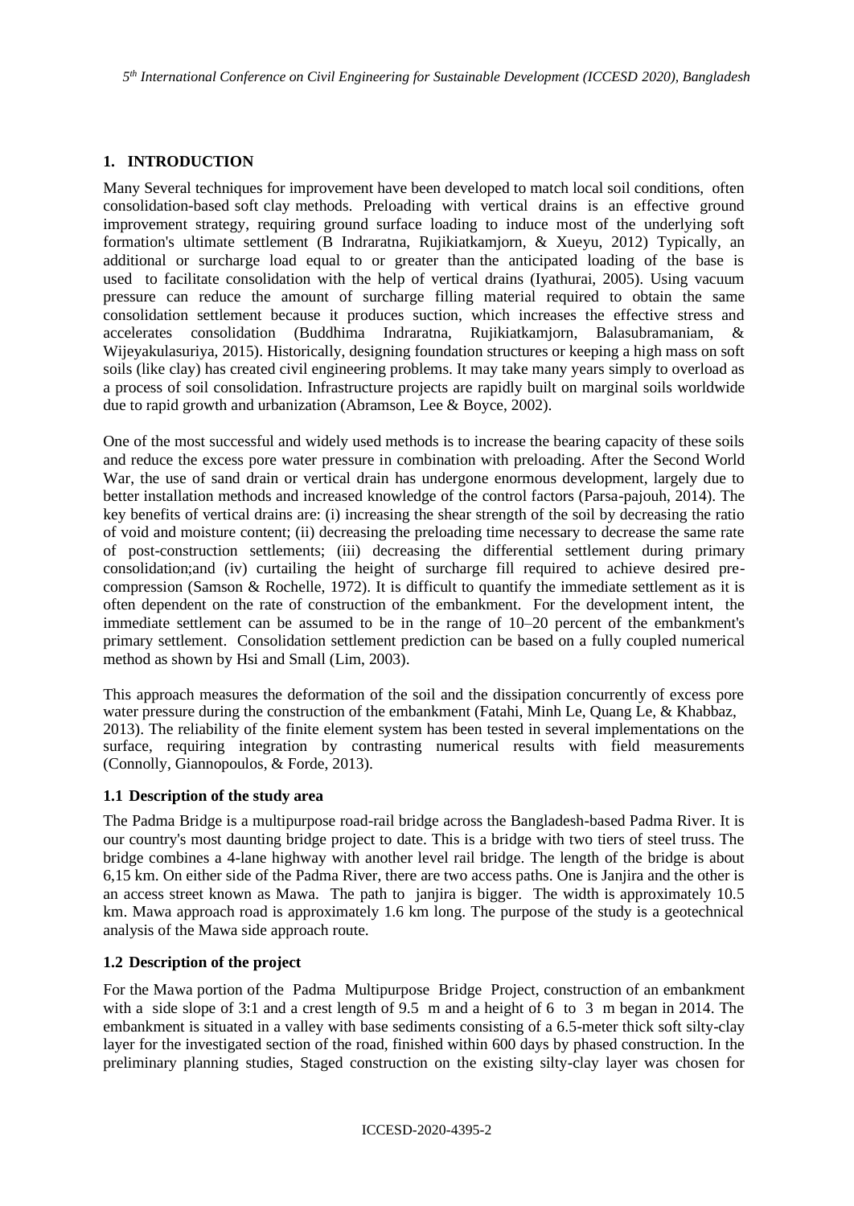## 1. INTRODUCTION

Many Several techniques for improvement have been developed to match local soil conditions, often consolidation-based soft clay methods. Preloading with vertical drains is an effective ground improvement strategy, requiring ground surface loading to induce most of the underlying soft formation's ultimate settlement (B Indraratna, Rujikiatkamjorn, & Xueyu, 2012) Typically, an additional or surcharge load equal to or greater than the anticipated loading of the base is used to facilitate consolidation with the help of vertical drains (Iyathurai, 2005). Using vacuum pressure can reduce the amount of surcharge filling material required to obtain the same consolidation settlement because it produces suction, which increases the effective stress and accelerates consolidation (Buddhima Indraratna, Rujikiatkamjorn, Balasubramaniam, & Wijeyakulasuriya, 2015). Historically, designing foundation structures or keeping a high mass on soft soils (like clay) has created civil engineering problems. It may take many years simply to overload as a process of soil consolidation. Infrastructure projects are rapidly built on marginal soils worldwide due to rapid growth and urbanization (Abramson, Lee & Boyce, 2002).

One of the most successful and widely used methods is to increase the bearing capacity of these soils and reduce the excess pore water pressure in combination with preloading. After the Second World War, the use of sand drain or vertical drain has undergone enormous development, largely due to better installation methods and increased knowledge of the control factors (Parsa-pajouh, 2014). The key benefits of vertical drains are: (i) increasing the shear strength of the soil by decreasing the ratio of void and moisture content; (ii) decreasing the preloading time necessary to decrease the same rate of post-construction settlements; (iii) decreasing the differential settlement during primary consolidation;and (iv) curtailing the height of surcharge fill required to achieve desired pre-compression (Samson & Rochelle, 1972). It is difficult to quantify the immediate settlement as it is often dependent on the rate of construction of the embankment. For the development intent, the immediate settlement can be assumed to be in the range of 10–20 percent of the embankment's primary settlement. Consolidation settlement prediction can be based on a fully coupled numerical method as shown by Hsi and Small (Lim, 2003).

This approach measures the deformation of the soil and the dissipation concurrently of excess pore water pressure during the construction of the embankment (Fatahi, Minh Le, Quang Le, & Khabbaz, 2013). The reliability of the finite element system has been tested in several implementations on the surface, requiring integration by contrasting numerical results with field measurements (Connolly, Giannopoulos, & Forde, 2013).

### 1.1 Description of the study area

The Padma Bridge is a multipurpose road-rail bridge across the Bangladesh-based Padma River. It is our country's most daunting bridge project to date. This is a bridge with two tiers of steel truss. The bridge combines a 4-lane highway with another level rail bridge. The length of the bridge is about 6,15 km. On either side of the Padma River, there are two access paths. One is Janjira and the other is an access street known as Mawa. The path to janjira is bigger. The width is approximately 10.5 km. Mawa approach road is approximately 1.6 km long. The purpose of the study is a geotechnical analysis of the Mawa side approach route.

### 1.2 Description of the project

For the Mawa portion of the Padma Multipurpose Bridge Project, construction of an embankment with a side slope of 3:1 and a crest length of 9.5 m and a height of 6 to 3 m began in 2014. The embankment is situated in a valley with base sediments consisting of a 6.5-meter thick soft silty-clay layer for the investigated section of the road, finished within 600 days by phased construction. In the preliminary planning studies, Staged construction on the existing silty-clay layer was chosen for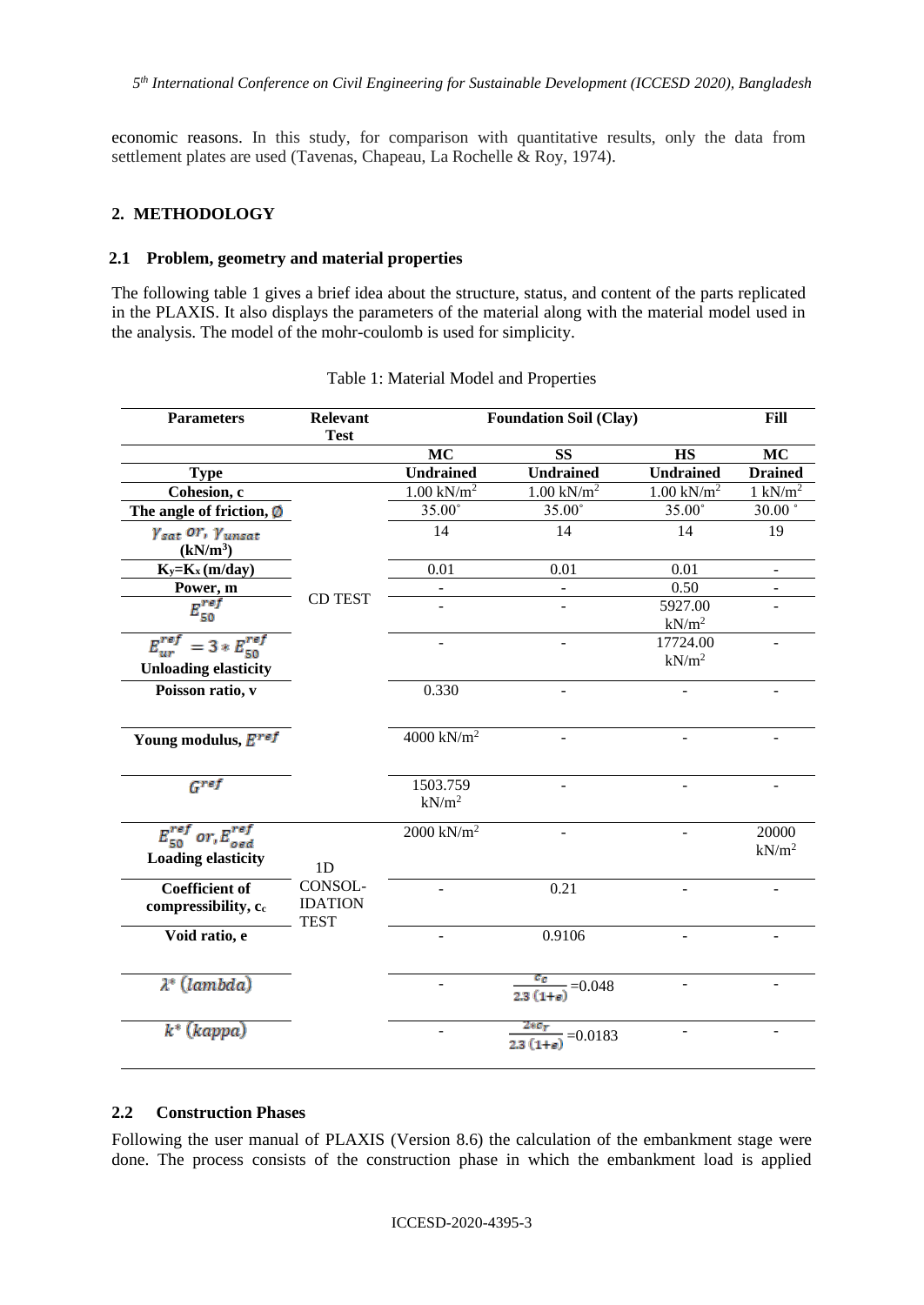economic reasons. In this study, for comparison with quantitative results, only the data from settlement plates are used (Tavenas, Chapeau, La Rochelle & Roy, 1974).

## 2. METHODOLOGY

### 2.1 Problem, geometry and material properties

The following table 1 gives a brief idea about the structure, status, and content of the parts replicated in the PLAXIS. It also displays the parameters of the material along with the material model used in the analysis. The model of the mohr-coulomb is used for simplicity.

Table 1: Material Model and Properties

| Parameters | Relevant Test | Foundation Soil (Clay) | | | Fill |
|---|---|---|---|---|---|
| | | MC | SS | HS | MC |
| **Type** | CD TEST | **Undrained** | **Undrained** | **Undrained** | **Drained** |
| **Cohesion, c** | | 1.00 kN/m$^2$ | 1.00 kN/m$^2$ | 1.00 kN/m$^2$ | 1 kN/m$^2$ |
| **The angle of friction, Ø** | | 35.00° | 35.00° | 35.00° | 30.00 ° |
| $\gamma_{sat}$ or, $\gamma_{unsat}$ (kN/m$^3$) | | 14 | 14 | 14 | 19 |
| **$K_y$=$K_x$ (m/day)** | | 0.01 | 0.01 | 0.01 | - |
| **Power, m** | | - | - | 0.50 | - |
| $E_{50}^{ref}$ | | - | - | 5927.00 kN/m$^2$ | - |
| $E_{ur}^{ref} = 3 * E_{50}^{ref}$ **Unloading elasticity** | | - | - | 17724.00 kN/m$^2$ | - |
| **Poisson ratio, v** | | 0.330 | - | - | - |
| **Young modulus,** $E^{ref}$ | | 4000 kN/m$^2$ | - | - | - |
| $G^{ref}$ | | 1503.759 kN/m$^2$ | - | - | - |
| $E_{50}^{ref}$ or, $E_{oed}^{ref}$ **Loading elasticity** | 1D CONSOL-IDATION TEST | 2000 kN/m$^2$ | - | - | 20000 kN/m$^2$ |
| **Coefficient of compressibility, $c_c$** | | - | 0.21 | - | - |
| **Void ratio, e** | | - | 0.9106 | - | - |
| $\lambda^*$ (lambda) | | - | $\frac{c_c}{2.3\,(1+e)}$=0.048 | - | - |
| $k^*$ (kappa) | | - | $\frac{2*c_r}{2.3\,(1+e)}$=0.0183 | - | - |

### 2.2 Construction Phases

Following the user manual of PLAXIS (Version 8.6) the calculation of the embankment stage were done. The process consists of the construction phase in which the embankment load is applied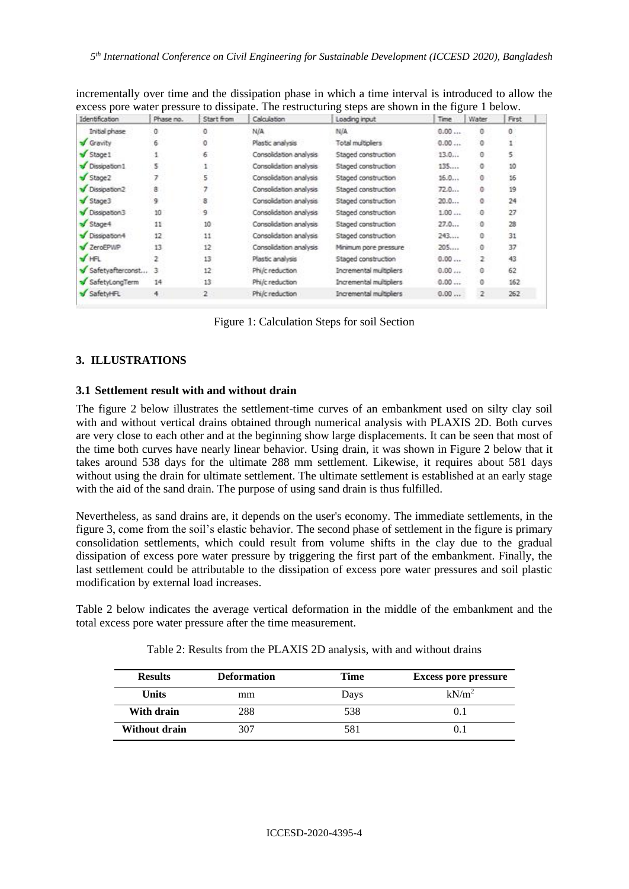incrementally over time and the dissipation phase in which a time interval is introduced to allow the excess pore water pressure to dissipate. The restructuring steps are shown in the figure 1 below.

| Identification | Phase no. | Start from | Calculation | Loading input | Time | Water | First |
|---|---|---|---|---|---|---|---|
| Initial phase | 0 | 0 | N/A | N/A | 0.00 ... | 0 | 0 |
| Gravity | 6 | 0 | Plastic analysis | Total multipliers | 0.00 ... | 0 | 1 |
| Stage1 | 1 | 6 | Consolidation analysis | Staged construction | 13.0... | 0 | 5 |
| Dissipation1 | 5 | 1 | Consolidation analysis | Staged construction | 135.... | 0 | 10 |
| Stage2 | 7 | 5 | Consolidation analysis | Staged construction | 16.0... | 0 | 16 |
| Dissipation2 | 8 | 7 | Consolidation analysis | Staged construction | 72.0... | 0 | 19 |
| Stage3 | 9 | 8 | Consolidation analysis | Staged construction | 20.0... | 0 | 24 |
| Dissipation3 | 10 | 9 | Consolidation analysis | Staged construction | 1.00 ... | 0 | 27 |
| Stage4 | 11 | 10 | Consolidation analysis | Staged construction | 27.0... | 0 | 28 |
| Dissipation4 | 12 | 11 | Consolidation analysis | Staged construction | 243.... | 0 | 31 |
| ZeroEPWP | 13 | 12 | Consolidation analysis | Minimum pore pressure | 205.... | 0 | 37 |
| HFL | 2 | 13 | Plastic analysis | Staged construction | 0.00 ... | 2 | 43 |
| Safetyafterconst... | 3 | 12 | Phi/c reduction | Incremental multipliers | 0.00 ... | 0 | 62 |
| SafetyLongTerm | 14 | 13 | Phi/c reduction | Incremental multipliers | 0.00 ... | 0 | 162 |
| SafetyHFL | 4 | 2 | Phi/c reduction | Incremental multipliers | 0.00 ... | 2 | 262 |

Figure 1: Calculation Steps for soil Section

## 3. ILLUSTRATIONS

### 3.1 Settlement result with and without drain

The figure 2 below illustrates the settlement-time curves of an embankment used on silty clay soil with and without vertical drains obtained through numerical analysis with PLAXIS 2D. Both curves are very close to each other and at the beginning show large displacements. It can be seen that most of the time both curves have nearly linear behavior. Using drain, it was shown in Figure 2 below that it takes around 538 days for the ultimate 288 mm settlement. Likewise, it requires about 581 days without using the drain for ultimate settlement. The ultimate settlement is established at an early stage with the aid of the sand drain. The purpose of using sand drain is thus fulfilled.

Nevertheless, as sand drains are, it depends on the user's economy. The immediate settlements, in the figure 3, come from the soil's elastic behavior. The second phase of settlement in the figure is primary consolidation settlements, which could result from volume shifts in the clay due to the gradual dissipation of excess pore water pressure by triggering the first part of the embankment. Finally, the last settlement could be attributable to the dissipation of excess pore water pressures and soil plastic modification by external load increases.

Table 2 below indicates the average vertical deformation in the middle of the embankment and the total excess pore water pressure after the time measurement.

Table 2: Results from the PLAXIS 2D analysis, with and without drains

| Results | Deformation | Time | Excess pore pressure |
|---|---|---|---|
| **Units** | mm | Days | kN/m$^2$ |
| **With drain** | 288 | 538 | 0.1 |
| **Without drain** | 307 | 581 | 0.1 |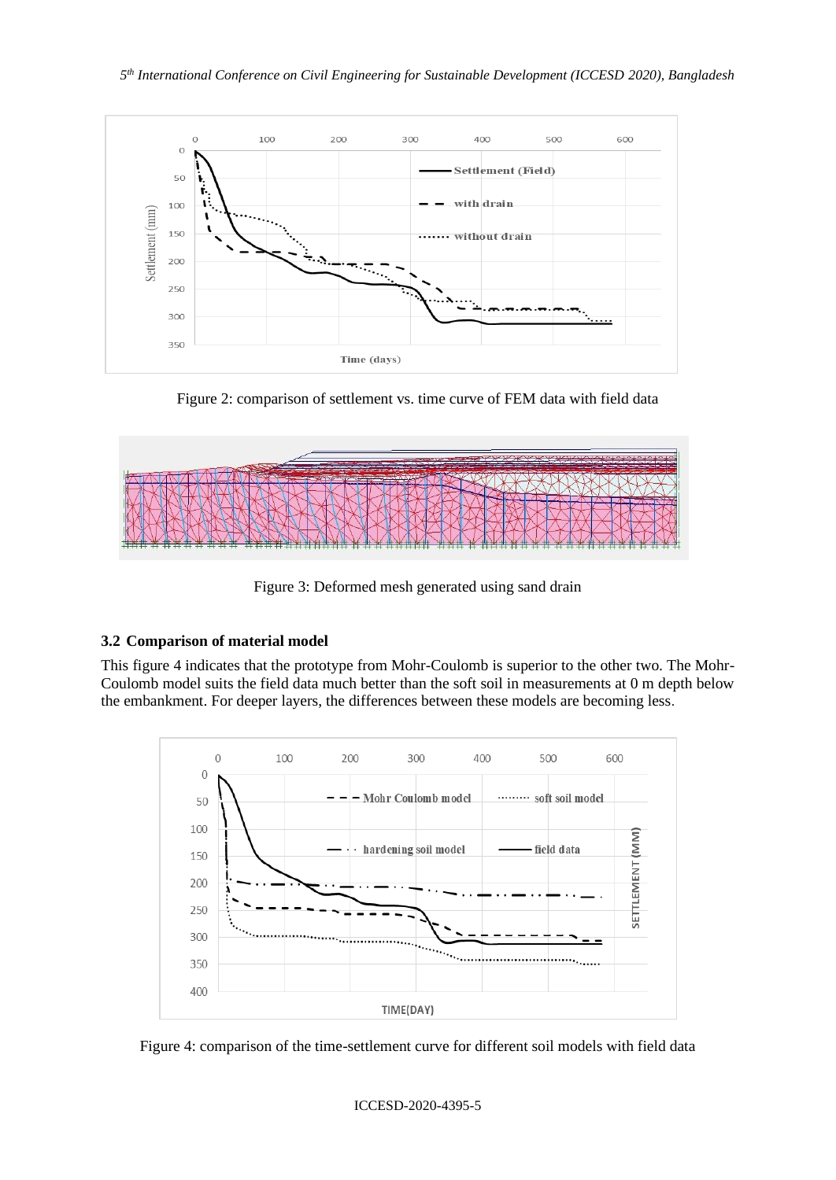0
100
200
300
400
500
600

0
50
100
150
200
250
300
350

Settlement (mm)

Settlement (Field)

with drain

without drain

Time (days)

Figure 2: comparison of settlement vs. time curve of FEM data with field data

Figure 3: Deformed mesh generated using sand drain

### 3.2 Comparison of material model

This figure 4 indicates that the prototype from Mohr-Coulomb is superior to the other two. The Mohr-Coulomb model suits the field data much better than the soft soil in measurements at 0 m depth below the embankment. For deeper layers, the differences between these models are becoming less.

0
100
200
300
400
500
600

0
50
100
150
200
250
300
350
400

Mohr Coulomb model

soft soil model

hardening soil model

field data

SETTLEMENT (MM)

TIME(DAY)

Figure 4: comparison of the time-settlement curve for different soil models with field data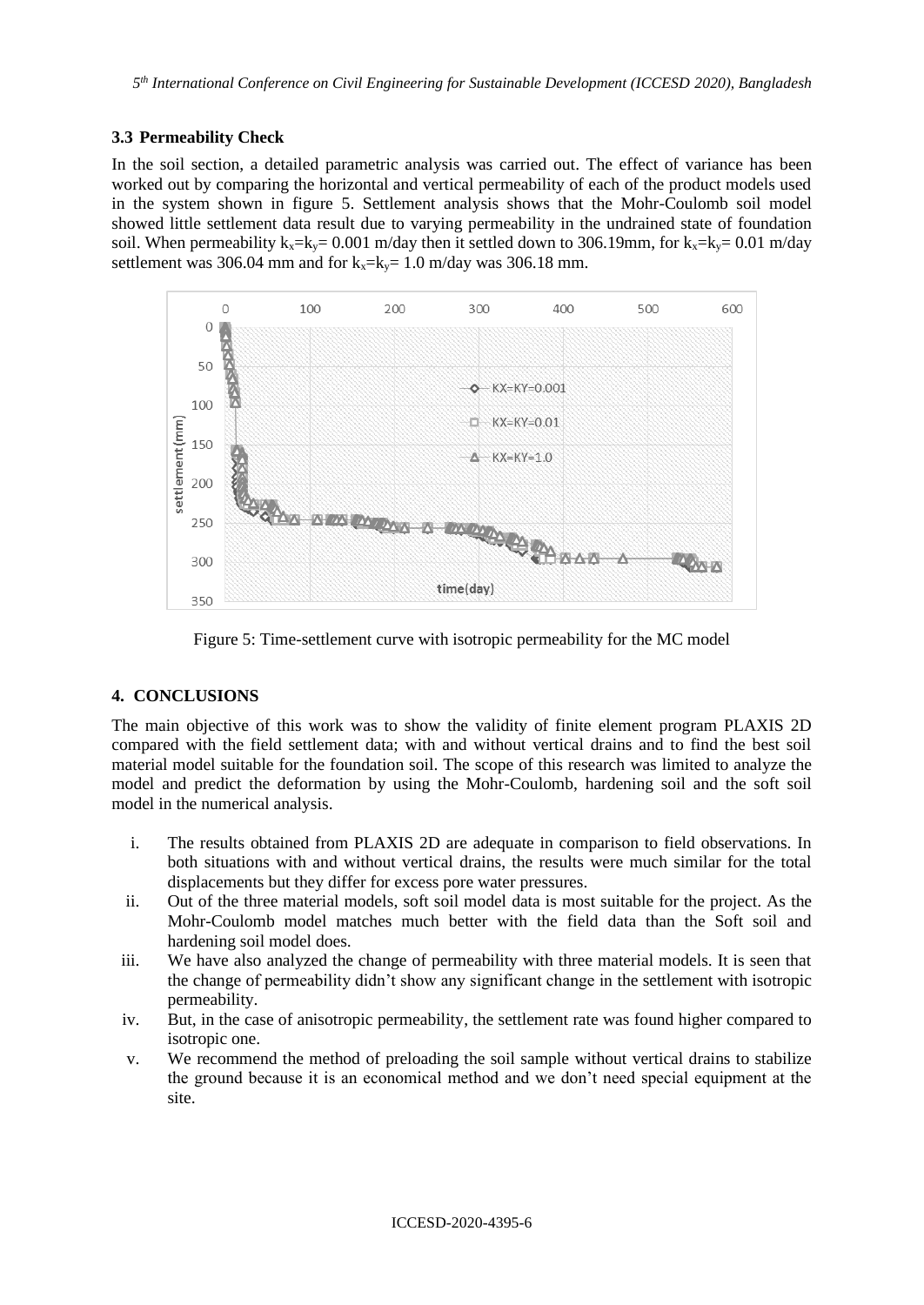### 3.3 Permeability Check

In the soil section, a detailed parametric analysis was carried out. The effect of variance has been worked out by comparing the horizontal and vertical permeability of each of the product models used in the system shown in figure 5. Settlement analysis shows that the Mohr-Coulomb soil model showed little settlement data result due to varying permeability in the undrained state of foundation soil. When permeability $k_x=k_y= 0.001$ m/day then it settled down to 306.19mm, for $k_x=k_y= 0.01$ m/day settlement was 306.04 mm and for $k_x=k_y= 1.0$ m/day was 306.18 mm.

0
100
200
300
400
500
600
0
50
100
150
200
250
300
350
settlement (mm)
time(day)
KX=KY=0.001
KX=KY=0.01
KX=KY=1.0

Figure 5: Time-settlement curve with isotropic permeability for the MC model

## 4. CONCLUSIONS

The main objective of this work was to show the validity of finite element program PLAXIS 2D compared with the field settlement data; with and without vertical drains and to find the best soil material model suitable for the foundation soil. The scope of this research was limited to analyze the model and predict the deformation by using the Mohr-Coulomb, hardening soil and the soft soil model in the numerical analysis.

i. The results obtained from PLAXIS 2D are adequate in comparison to field observations. In both situations with and without vertical drains, the results were much similar for the total displacements but they differ for excess pore water pressures.

ii. Out of the three material models, soft soil model data is most suitable for the project. As the Mohr-Coulomb model matches much better with the field data than the Soft soil and hardening soil model does.

iii. We have also analyzed the change of permeability with three material models. It is seen that the change of permeability didn't show any significant change in the settlement with isotropic permeability.

iv. But, in the case of anisotropic permeability, the settlement rate was found higher compared to isotropic one.

v. We recommend the method of preloading the soil sample without vertical drains to stabilize the ground because it is an economical method and we don't need special equipment at the site.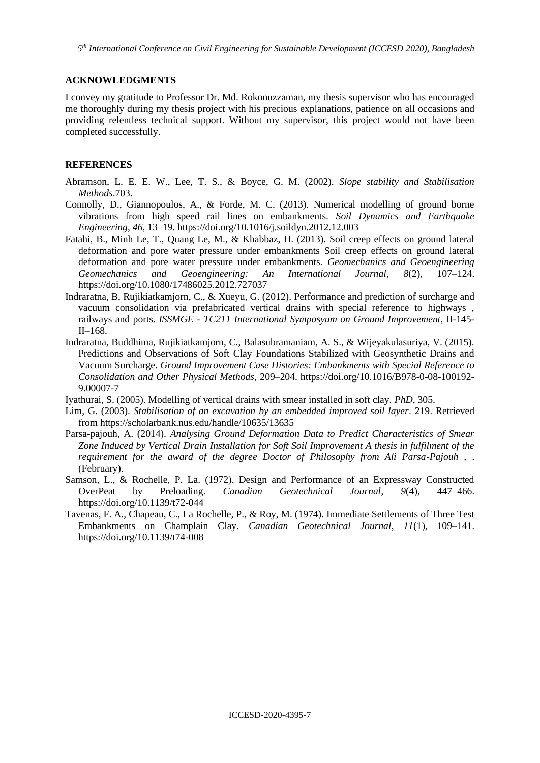## ACKNOWLEDGMENTS

I convey my gratitude to Professor Dr. Md. Rokonuzzaman, my thesis supervisor who has encouraged me thoroughly during my thesis project with his precious explanations, patience on all occasions and providing relentless technical support. Without my supervisor, this project would not have been completed successfully.

## REFERENCES

Abramson, L. E. E. W., Lee, T. S., & Boyce, G. M. (2002). *Slope stability and Stabilisation Methods*.703.

Connolly, D., Giannopoulos, A., & Forde, M. C. (2013). Numerical modelling of ground borne vibrations from high speed rail lines on embankments. *Soil Dynamics and Earthquake Engineering*, *46*, 13–19. https://doi.org/10.1016/j.soildyn.2012.12.003

Fatahi, B., Minh Le, T., Quang Le, M., & Khabbaz, H. (2013). Soil creep effects on ground lateral deformation and pore water pressure under embankments Soil creep effects on ground lateral deformation and pore water pressure under embankments. *Geomechanics and Geoengineering Geomechanics and Geoengineering: An International Journal*, *8*(2), 107–124. https://doi.org/10.1080/17486025.2012.727037

Indraratna, B, Rujikiatkamjorn, C., & Xueyu, G. (2012). Performance and prediction of surcharge and vacuum consolidation via prefabricated vertical drains with special reference to highways , railways and ports. *ISSMGE - TC211 International Symposyum on Ground Improvement*, II-145-II–168.

Indraratna, Buddhima, Rujikiatkamjorn, C., Balasubramaniam, A. S., & Wijeyakulasuriya, V. (2015). Predictions and Observations of Soft Clay Foundations Stabilized with Geosynthetic Drains and Vacuum Surcharge. *Ground Improvement Case Histories: Embankments with Special Reference to Consolidation and Other Physical Methods*, 209–204. https://doi.org/10.1016/B978-0-08-100192-9.00007-7

Iyathurai, S. (2005). Modelling of vertical drains with smear installed in soft clay. *PhD*, 305.

Lim, G. (2003). *Stabilisation of an excavation by an embedded improved soil layer*. 219. Retrieved from https://scholarbank.nus.edu/handle/10635/13635

Parsa-pajouh, A. (2014). *Analysing Ground Deformation Data to Predict Characteristics of Smear Zone Induced by Vertical Drain Installation for Soft Soil Improvement A thesis in fulfilment of the requirement for the award of the degree Doctor of Philosophy from Ali Parsa-Pajouh , .* (February).

Samson, L., & Rochelle, P. La. (1972). Design and Performance of an Expressway Constructed OverPeat by Preloading. *Canadian Geotechnical Journal*, *9*(4), 447–466. https://doi.org/10.1139/t72-044

Tavenas, F. A., Chapeau, C., La Rochelle, P., & Roy, M. (1974). Immediate Settlements of Three Test Embankments on Champlain Clay. *Canadian Geotechnical Journal*, *11*(1), 109–141. https://doi.org/10.1139/t74-008